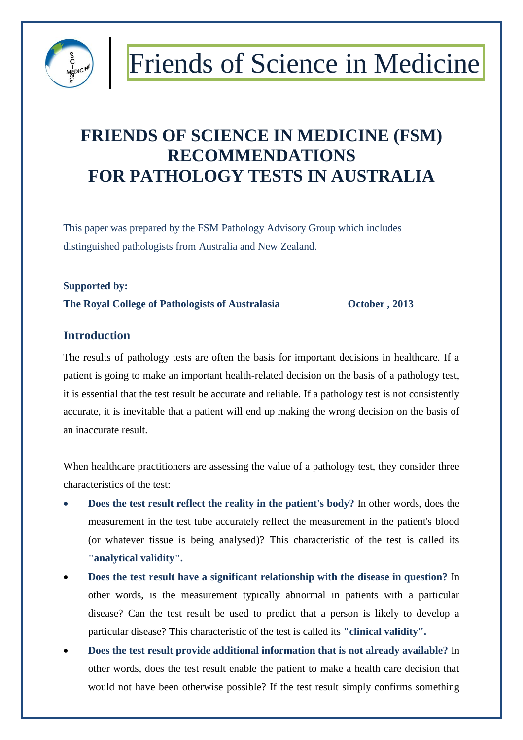Friends of Science in Medicine

# FRIENDS OF SCIENCE IN MEDICINE (FSM) RECOMMENDATIONS FOR PATHOLOGY TESTS IN AUSTRALIA

This paper was prepared by the FSM Pathology Advisory Group which includes distinguished pathologists from Australia and New Zealand.

**Supported by:**
**The Royal College of Pathologists of Australasia** **October , 2013**

## Introduction

The results of pathology tests are often the basis for important decisions in healthcare. If a patient is going to make an important health-related decision on the basis of a pathology test, it is essential that the test result be accurate and reliable. If a pathology test is not consistently accurate, it is inevitable that a patient will end up making the wrong decision on the basis of an inaccurate result.

When healthcare practitioners are assessing the value of a pathology test, they consider three characteristics of the test:

- **Does the test result reflect the reality in the patient's body?** In other words, does the measurement in the test tube accurately reflect the measurement in the patient's blood (or whatever tissue is being analysed)? This characteristic of the test is called its **"analytical validity".**
- **Does the test result have a significant relationship with the disease in question?** In other words, is the measurement typically abnormal in patients with a particular disease? Can the test result be used to predict that a person is likely to develop a particular disease? This characteristic of the test is called its **"clinical validity".**
- **Does the test result provide additional information that is not already available?** In other words, does the test result enable the patient to make a health care decision that would not have been otherwise possible? If the test result simply confirms something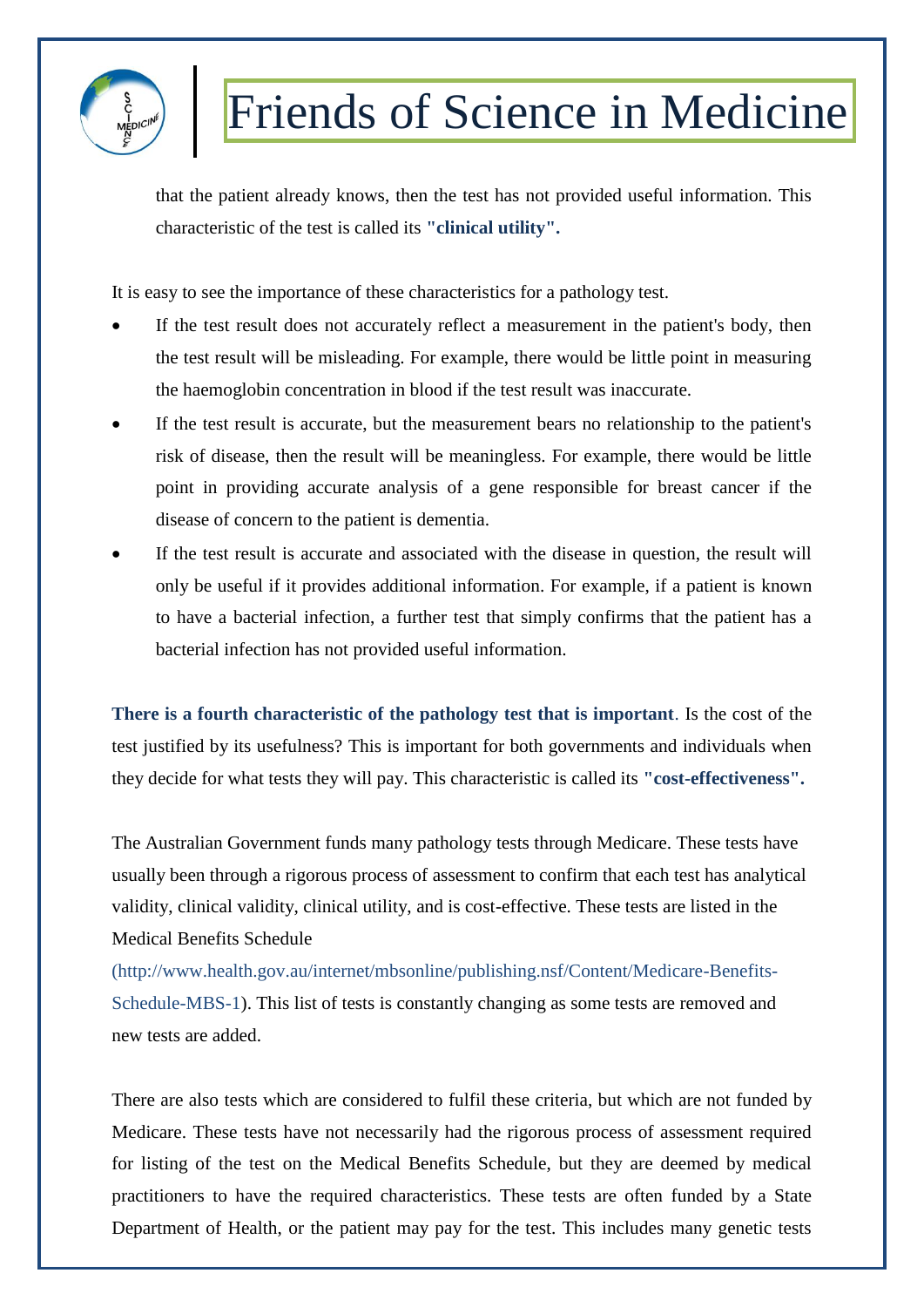that the patient already knows, then the test has not provided useful information. This characteristic of the test is called its **"clinical utility".**

It is easy to see the importance of these characteristics for a pathology test.

- If the test result does not accurately reflect a measurement in the patient's body, then the test result will be misleading. For example, there would be little point in measuring the haemoglobin concentration in blood if the test result was inaccurate.
- If the test result is accurate, but the measurement bears no relationship to the patient's risk of disease, then the result will be meaningless. For example, there would be little point in providing accurate analysis of a gene responsible for breast cancer if the disease of concern to the patient is dementia.
- If the test result is accurate and associated with the disease in question, the result will only be useful if it provides additional information. For example, if a patient is known to have a bacterial infection, a further test that simply confirms that the patient has a bacterial infection has not provided useful information.

**There is a fourth characteristic of the pathology test that is important**. Is the cost of the test justified by its usefulness? This is important for both governments and individuals when they decide for what tests they will pay. This characteristic is called its **"cost-effectiveness".**

The Australian Government funds many pathology tests through Medicare. These tests have usually been through a rigorous process of assessment to confirm that each test has analytical validity, clinical validity, clinical utility, and is cost-effective. These tests are listed in the Medical Benefits Schedule (http://www.health.gov.au/internet/mbsonline/publishing.nsf/Content/Medicare-Benefits-Schedule-MBS-1). This list of tests is constantly changing as some tests are removed and new tests are added.

There are also tests which are considered to fulfil these criteria, but which are not funded by Medicare. These tests have not necessarily had the rigorous process of assessment required for listing of the test on the Medical Benefits Schedule, but they are deemed by medical practitioners to have the required characteristics. These tests are often funded by a State Department of Health, or the patient may pay for the test. This includes many genetic tests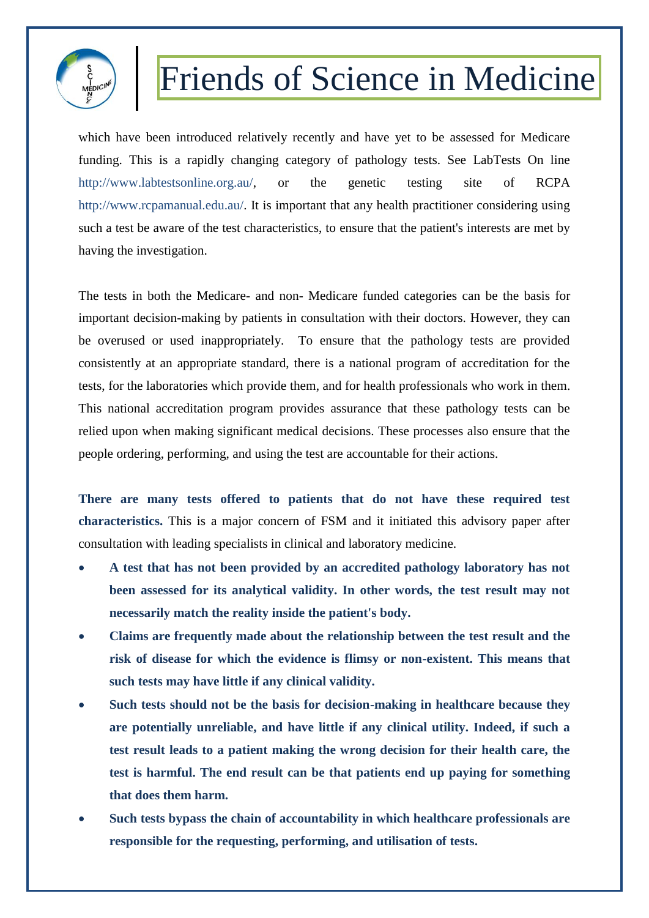which have been introduced relatively recently and have yet to be assessed for Medicare funding. This is a rapidly changing category of pathology tests. See LabTests On line http://www.labtestsonline.org.au/, or the genetic testing site of RCPA http://www.rcpamanual.edu.au/. It is important that any health practitioner considering using such a test be aware of the test characteristics, to ensure that the patient's interests are met by having the investigation.

The tests in both the Medicare- and non- Medicare funded categories can be the basis for important decision-making by patients in consultation with their doctors. However, they can be overused or used inappropriately. To ensure that the pathology tests are provided consistently at an appropriate standard, there is a national program of accreditation for the tests, for the laboratories which provide them, and for health professionals who work in them. This national accreditation program provides assurance that these pathology tests can be relied upon when making significant medical decisions. These processes also ensure that the people ordering, performing, and using the test are accountable for their actions.

**There are many tests offered to patients that do not have these required test characteristics.** This is a major concern of FSM and it initiated this advisory paper after consultation with leading specialists in clinical and laboratory medicine.

- **A test that has not been provided by an accredited pathology laboratory has not been assessed for its analytical validity. In other words, the test result may not necessarily match the reality inside the patient's body.**
- **Claims are frequently made about the relationship between the test result and the risk of disease for which the evidence is flimsy or non-existent. This means that such tests may have little if any clinical validity.**
- **Such tests should not be the basis for decision-making in healthcare because they are potentially unreliable, and have little if any clinical utility. Indeed, if such a test result leads to a patient making the wrong decision for their health care, the test is harmful. The end result can be that patients end up paying for something that does them harm.**
- **Such tests bypass the chain of accountability in which healthcare professionals are responsible for the requesting, performing, and utilisation of tests.**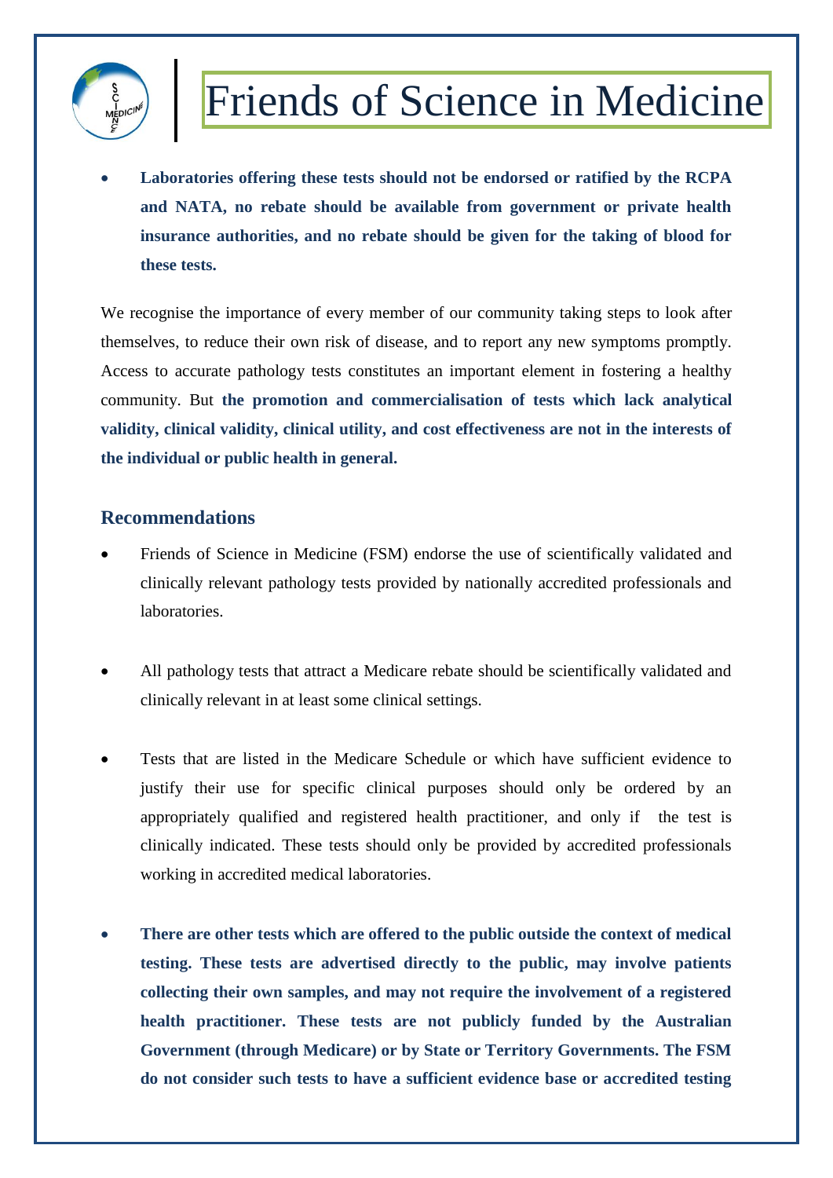- **Laboratories offering these tests should not be endorsed or ratified by the RCPA and NATA, no rebate should be available from government or private health insurance authorities, and no rebate should be given for the taking of blood for these tests.**

We recognise the importance of every member of our community taking steps to look after themselves, to reduce their own risk of disease, and to report any new symptoms promptly. Access to accurate pathology tests constitutes an important element in fostering a healthy community. But **the promotion and commercialisation of tests which lack analytical validity, clinical validity, clinical utility, and cost effectiveness are not in the interests of the individual or public health in general.**

## Recommendations

- Friends of Science in Medicine (FSM) endorse the use of scientifically validated and clinically relevant pathology tests provided by nationally accredited professionals and laboratories.

- All pathology tests that attract a Medicare rebate should be scientifically validated and clinically relevant in at least some clinical settings.

- Tests that are listed in the Medicare Schedule or which have sufficient evidence to justify their use for specific clinical purposes should only be ordered by an appropriately qualified and registered health practitioner, and only if the test is clinically indicated. These tests should only be provided by accredited professionals working in accredited medical laboratories.

- **There are other tests which are offered to the public outside the context of medical testing. These tests are advertised directly to the public, may involve patients collecting their own samples, and may not require the involvement of a registered health practitioner. These tests are not publicly funded by the Australian Government (through Medicare) or by State or Territory Governments. The FSM do not consider such tests to have a sufficient evidence base or accredited testing**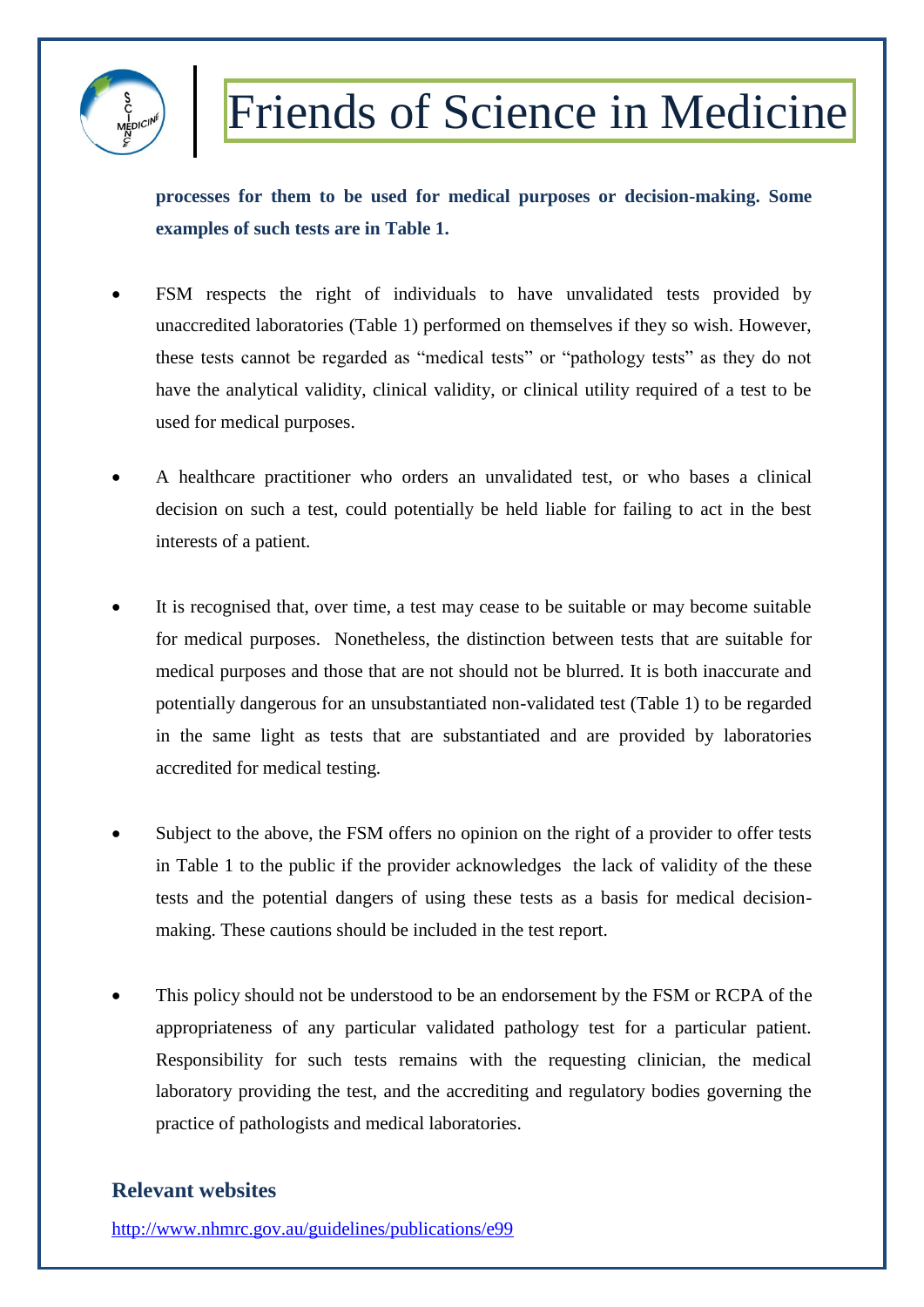**processes for them to be used for medical purposes or decision-making. Some examples of such tests are in Table 1.**

- FSM respects the right of individuals to have unvalidated tests provided by unaccredited laboratories (Table 1) performed on themselves if they so wish. However, these tests cannot be regarded as "medical tests" or "pathology tests" as they do not have the analytical validity, clinical validity, or clinical utility required of a test to be used for medical purposes.

- A healthcare practitioner who orders an unvalidated test, or who bases a clinical decision on such a test, could potentially be held liable for failing to act in the best interests of a patient.

- It is recognised that, over time, a test may cease to be suitable or may become suitable for medical purposes. Nonetheless, the distinction between tests that are suitable for medical purposes and those that are not should not be blurred. It is both inaccurate and potentially dangerous for an unsubstantiated non-validated test (Table 1) to be regarded in the same light as tests that are substantiated and are provided by laboratories accredited for medical testing.

- Subject to the above, the FSM offers no opinion on the right of a provider to offer tests in Table 1 to the public if the provider acknowledges the lack of validity of the these tests and the potential dangers of using these tests as a basis for medical decision-making. These cautions should be included in the test report.

- This policy should not be understood to be an endorsement by the FSM or RCPA of the appropriateness of any particular validated pathology test for a particular patient. Responsibility for such tests remains with the requesting clinician, the medical laboratory providing the test, and the accrediting and regulatory bodies governing the practice of pathologists and medical laboratories.

## Relevant websites

http://www.nhmrc.gov.au/guidelines/publications/e99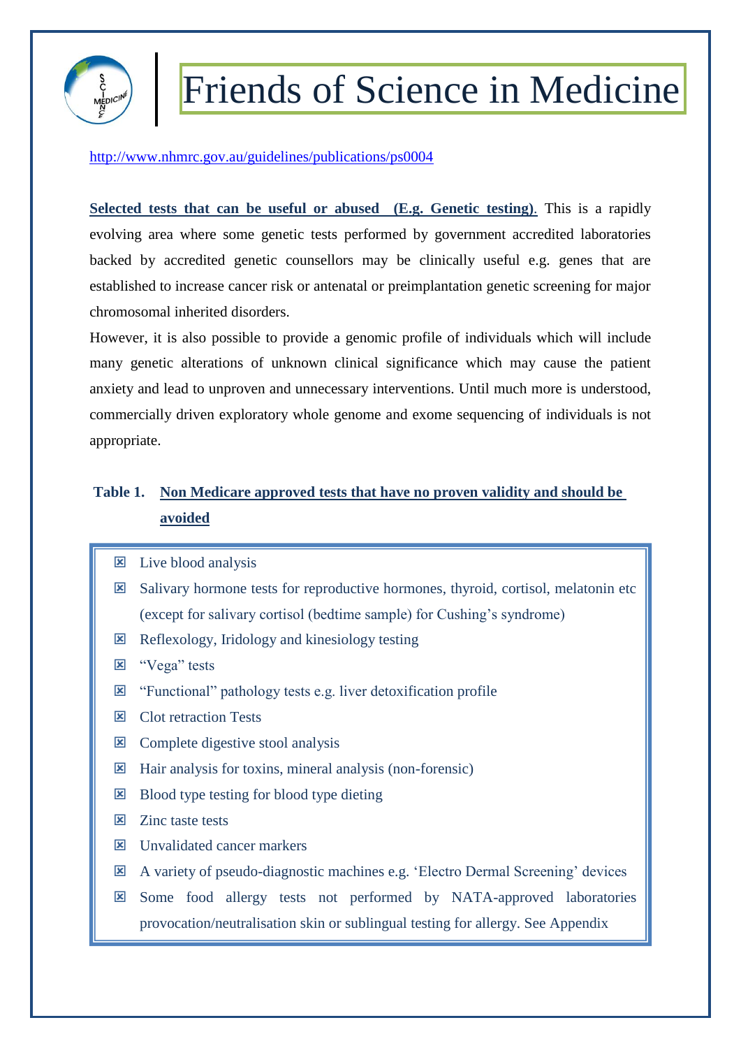http://www.nhmrc.gov.au/guidelines/publications/ps0004

**Selected tests that can be useful or abused (E.g. Genetic testing).** This is a rapidly evolving area where some genetic tests performed by government accredited laboratories backed by accredited genetic counsellors may be clinically useful e.g. genes that are established to increase cancer risk or antenatal or preimplantation genetic screening for major chromosomal inherited disorders.

However, it is also possible to provide a genomic profile of individuals which will include many genetic alterations of unknown clinical significance which may cause the patient anxiety and lead to unproven and unnecessary interventions. Until much more is understood, commercially driven exploratory whole genome and exome sequencing of individuals is not appropriate.

**Table 1. Non Medicare approved tests that have no proven validity and should be avoided**

- Live blood analysis
- Salivary hormone tests for reproductive hormones, thyroid, cortisol, melatonin etc (except for salivary cortisol (bedtime sample) for Cushing's syndrome)
- Reflexology, Iridology and kinesiology testing
- "Vega" tests
- "Functional" pathology tests e.g. liver detoxification profile
- Clot retraction Tests
- Complete digestive stool analysis
- Hair analysis for toxins, mineral analysis (non-forensic)
- Blood type testing for blood type dieting
- Zinc taste tests
- Unvalidated cancer markers
- A variety of pseudo-diagnostic machines e.g. 'Electro Dermal Screening' devices
- Some food allergy tests not performed by NATA-approved laboratories provocation/neutralisation skin or sublingual testing for allergy. See Appendix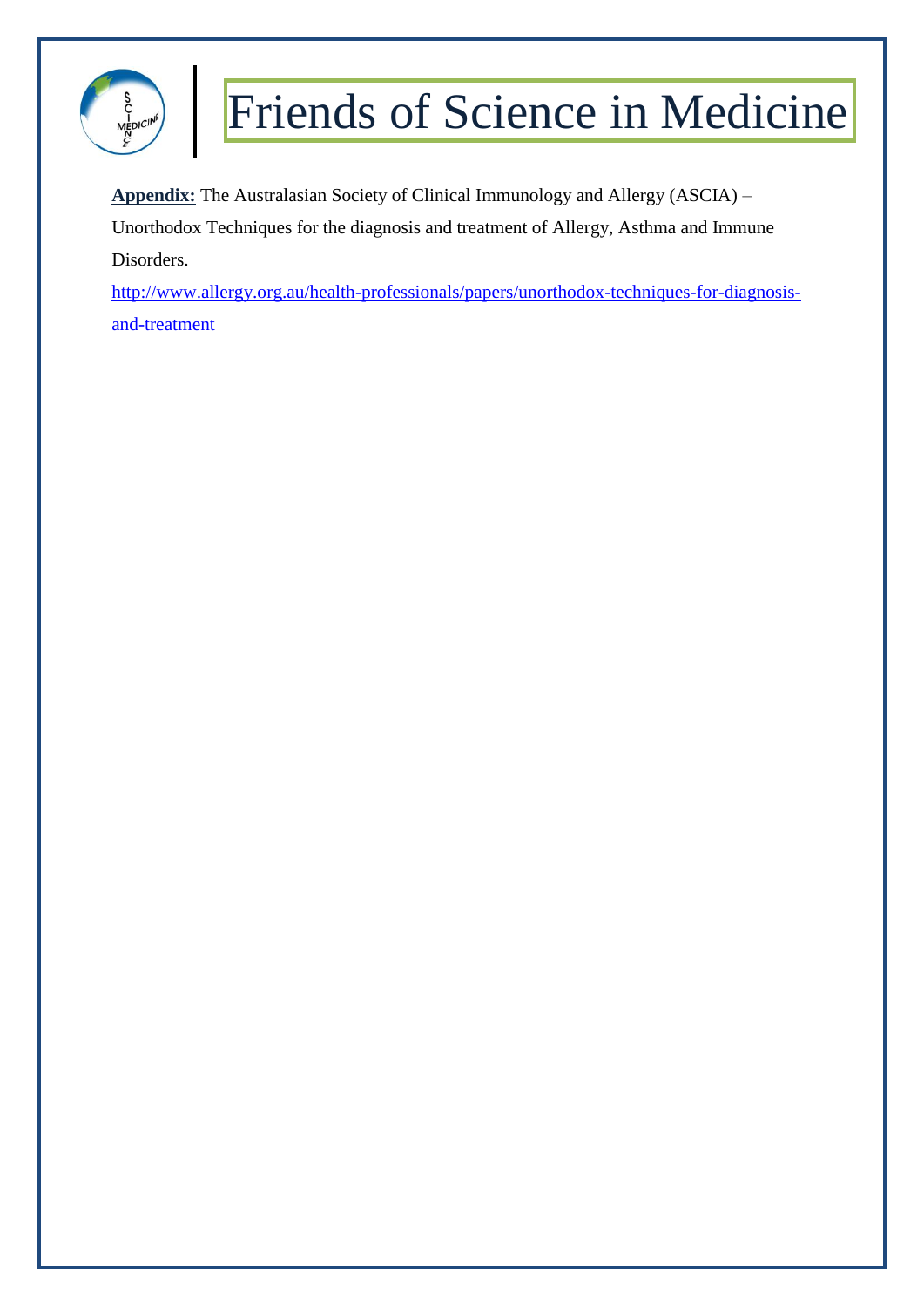# Friends of Science in Medicine

**Appendix:** The Australasian Society of Clinical Immunology and Allergy (ASCIA) – Unorthodox Techniques for the diagnosis and treatment of Allergy, Asthma and Immune Disorders.

[http://www.allergy.org.au/health-professionals/papers/unorthodox-techniques-for-diagnosis-and-treatment](http://www.allergy.org.au/health-professionals/papers/unorthodox-techniques-for-diagnosis-and-treatment)